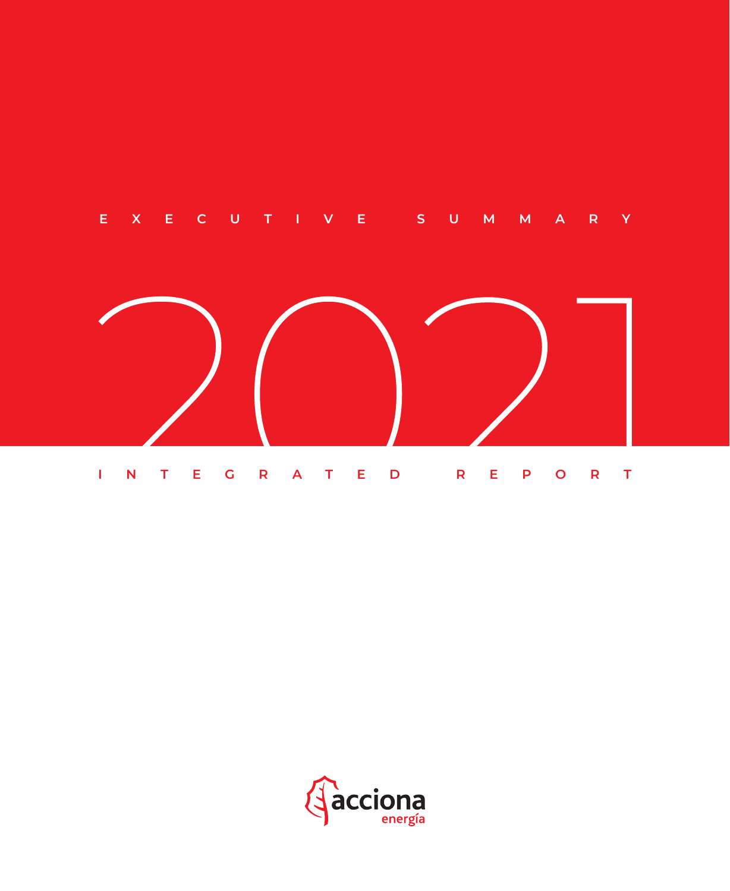EXECUTIVE SUMMARY

# 2021

INTEGRATED REPORT

acciona energía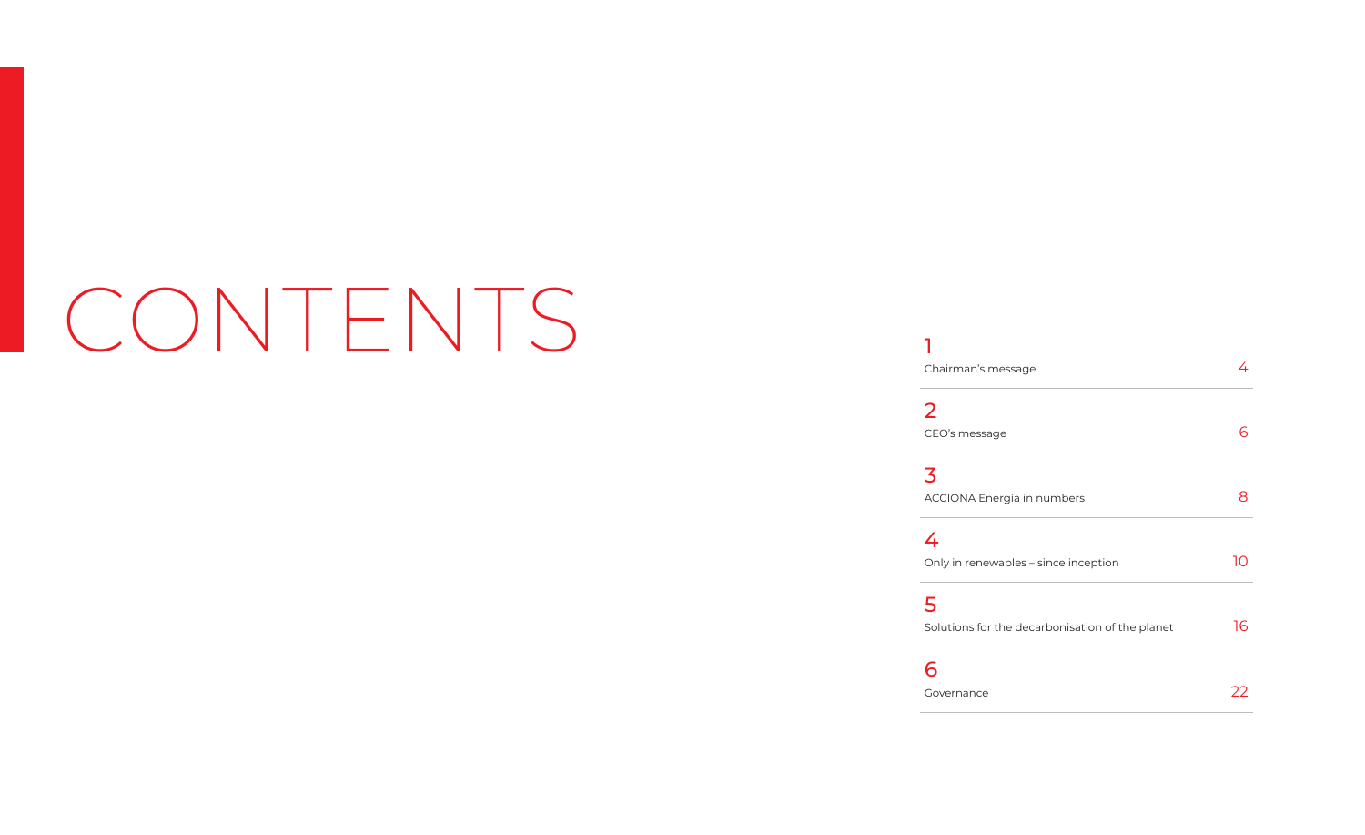# CONTENTS

| | | |
|---|---|---|
| 1 | Chairman's message | 4 |
| 2 | CEO's message | 6 |
| 3 | ACCIONA Energía in numbers | 8 |
| 4 | Only in renewables – since inception | 10 |
| 5 | Solutions for the decarbonisation of the planet | 16 |
| 6 | Governance | 22 |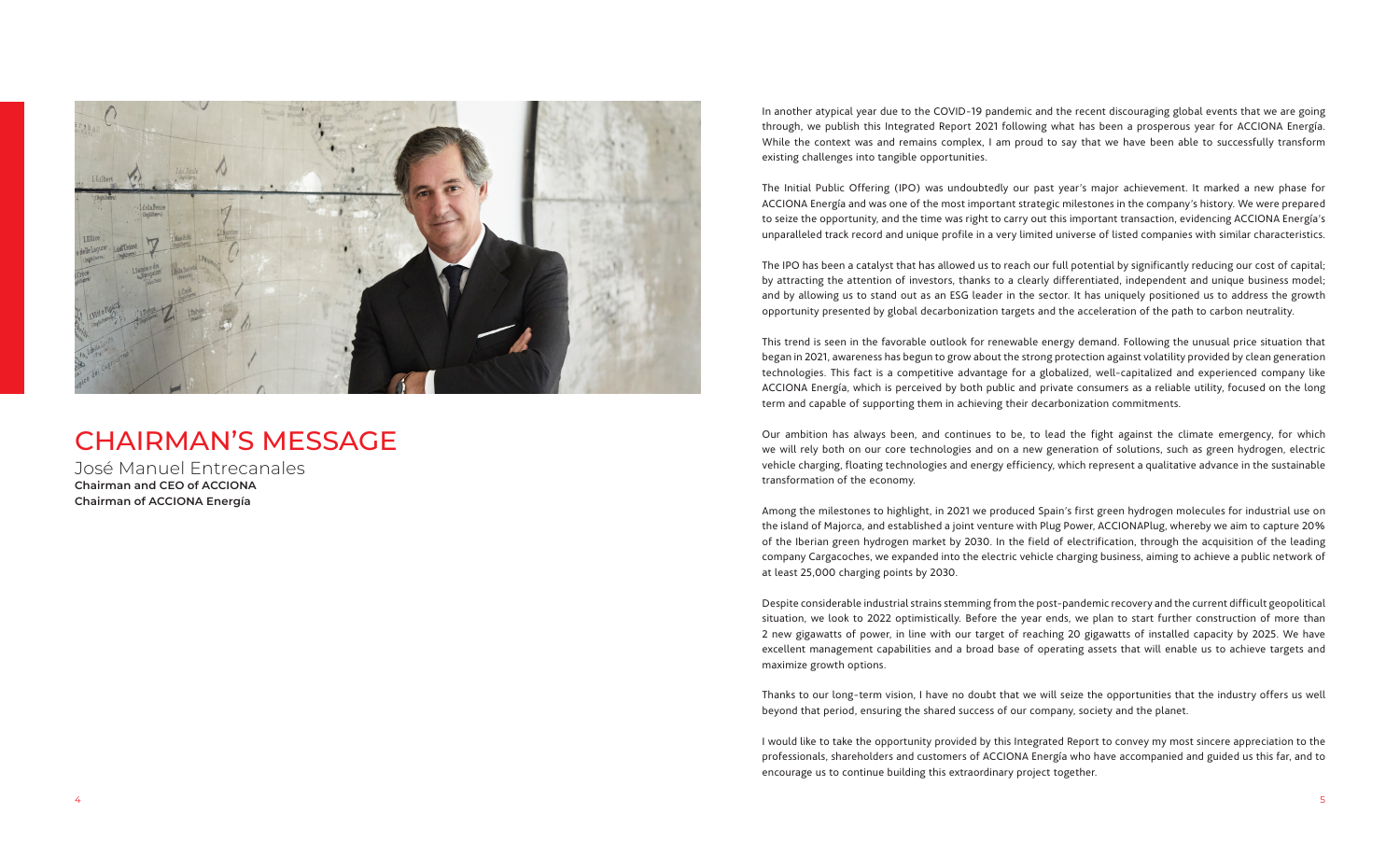# CHAIRMAN'S MESSAGE

José Manuel Entrecanales
**Chairman and CEO of ACCIONA**
**Chairman of ACCIONA Energía**

In another atypical year due to the COVID-19 pandemic and the recent discouraging global events that we are going through, we publish this Integrated Report 2021 following what has been a prosperous year for ACCIONA Energía. While the context was and remains complex, I am proud to say that we have been able to successfully transform existing challenges into tangible opportunities.

The Initial Public Offering (IPO) was undoubtedly our past year's major achievement. It marked a new phase for ACCIONA Energía and was one of the most important strategic milestones in the company's history. We were prepared to seize the opportunity, and the time was right to carry out this important transaction, evidencing ACCIONA Energía's unparalleled track record and unique profile in a very limited universe of listed companies with similar characteristics.

The IPO has been a catalyst that has allowed us to reach our full potential by significantly reducing our cost of capital; by attracting the attention of investors, thanks to a clearly differentiated, independent and unique business model; and by allowing us to stand out as an ESG leader in the sector. It has uniquely positioned us to address the growth opportunity presented by global decarbonization targets and the acceleration of the path to carbon neutrality.

This trend is seen in the favorable outlook for renewable energy demand. Following the unusual price situation that began in 2021, awareness has begun to grow about the strong protection against volatility provided by clean generation technologies. This fact is a competitive advantage for a globalized, well-capitalized and experienced company like ACCIONA Energía, which is perceived by both public and private consumers as a reliable utility, focused on the long term and capable of supporting them in achieving their decarbonization commitments.

Our ambition has always been, and continues to be, to lead the fight against the climate emergency, for which we will rely both on our core technologies and on a new generation of solutions, such as green hydrogen, electric vehicle charging, floating technologies and energy efficiency, which represent a qualitative advance in the sustainable transformation of the economy.

Among the milestones to highlight, in 2021 we produced Spain's first green hydrogen molecules for industrial use on the island of Majorca, and established a joint venture with Plug Power, ACCIONAPlug, whereby we aim to capture 20% of the Iberian green hydrogen market by 2030. In the field of electrification, through the acquisition of the leading company Cargacoches, we expanded into the electric vehicle charging business, aiming to achieve a public network of at least 25,000 charging points by 2030.

Despite considerable industrial strains stemming from the post-pandemic recovery and the current difficult geopolitical situation, we look to 2022 optimistically. Before the year ends, we plan to start further construction of more than 2 new gigawatts of power, in line with our target of reaching 20 gigawatts of installed capacity by 2025. We have excellent management capabilities and a broad base of operating assets that will enable us to achieve targets and maximize growth options.

Thanks to our long-term vision, I have no doubt that we will seize the opportunities that the industry offers us well beyond that period, ensuring the shared success of our company, society and the planet.

I would like to take the opportunity provided by this Integrated Report to convey my most sincere appreciation to the professionals, shareholders and customers of ACCIONA Energía who have accompanied and guided us this far, and to encourage us to continue building this extraordinary project together.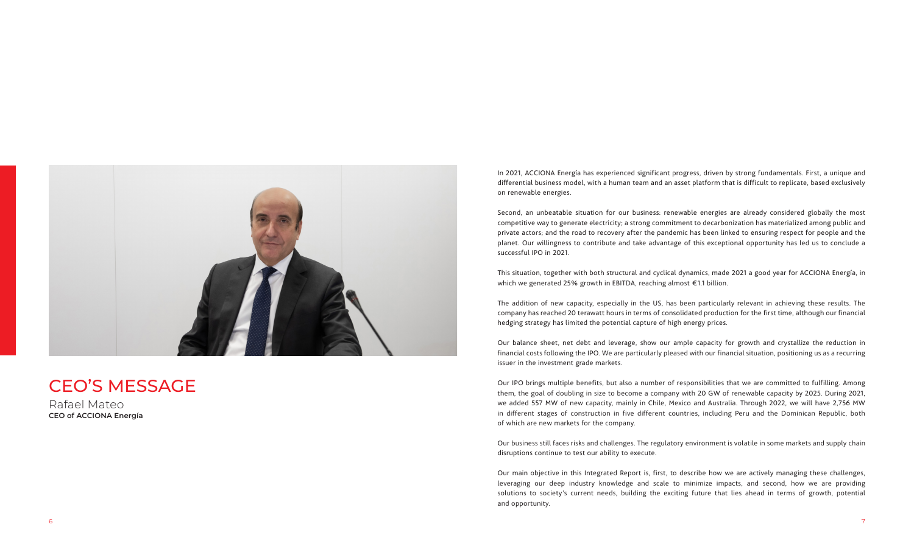# CEO'S MESSAGE

Rafael Mateo
**CEO of ACCIONA Energía**

In 2021, ACCIONA Energía has experienced significant progress, driven by strong fundamentals. First, a unique and differential business model, with a human team and an asset platform that is difficult to replicate, based exclusively on renewable energies.

Second, an unbeatable situation for our business: renewable energies are already considered globally the most competitive way to generate electricity; a strong commitment to decarbonization has materialized among public and private actors; and the road to recovery after the pandemic has been linked to ensuring respect for people and the planet. Our willingness to contribute and take advantage of this exceptional opportunity has led us to conclude a successful IPO in 2021.

This situation, together with both structural and cyclical dynamics, made 2021 a good year for ACCIONA Energía, in which we generated 25% growth in EBITDA, reaching almost €1.1 billion.

The addition of new capacity, especially in the US, has been particularly relevant in achieving these results. The company has reached 20 terawatt hours in terms of consolidated production for the first time, although our financial hedging strategy has limited the potential capture of high energy prices.

Our balance sheet, net debt and leverage, show our ample capacity for growth and crystallize the reduction in financial costs following the IPO. We are particularly pleased with our financial situation, positioning us as a recurring issuer in the investment grade markets.

Our IPO brings multiple benefits, but also a number of responsibilities that we are committed to fulfilling. Among them, the goal of doubling in size to become a company with 20 GW of renewable capacity by 2025. During 2021, we added 557 MW of new capacity, mainly in Chile, Mexico and Australia. Through 2022, we will have 2,756 MW in different stages of construction in five different countries, including Peru and the Dominican Republic, both of which are new markets for the company.

Our business still faces risks and challenges. The regulatory environment is volatile in some markets and supply chain disruptions continue to test our ability to execute.

Our main objective in this Integrated Report is, first, to describe how we are actively managing these challenges, leveraging our deep industry knowledge and scale to minimize impacts, and second, how we are providing solutions to society's current needs, building the exciting future that lies ahead in terms of growth, potential and opportunity.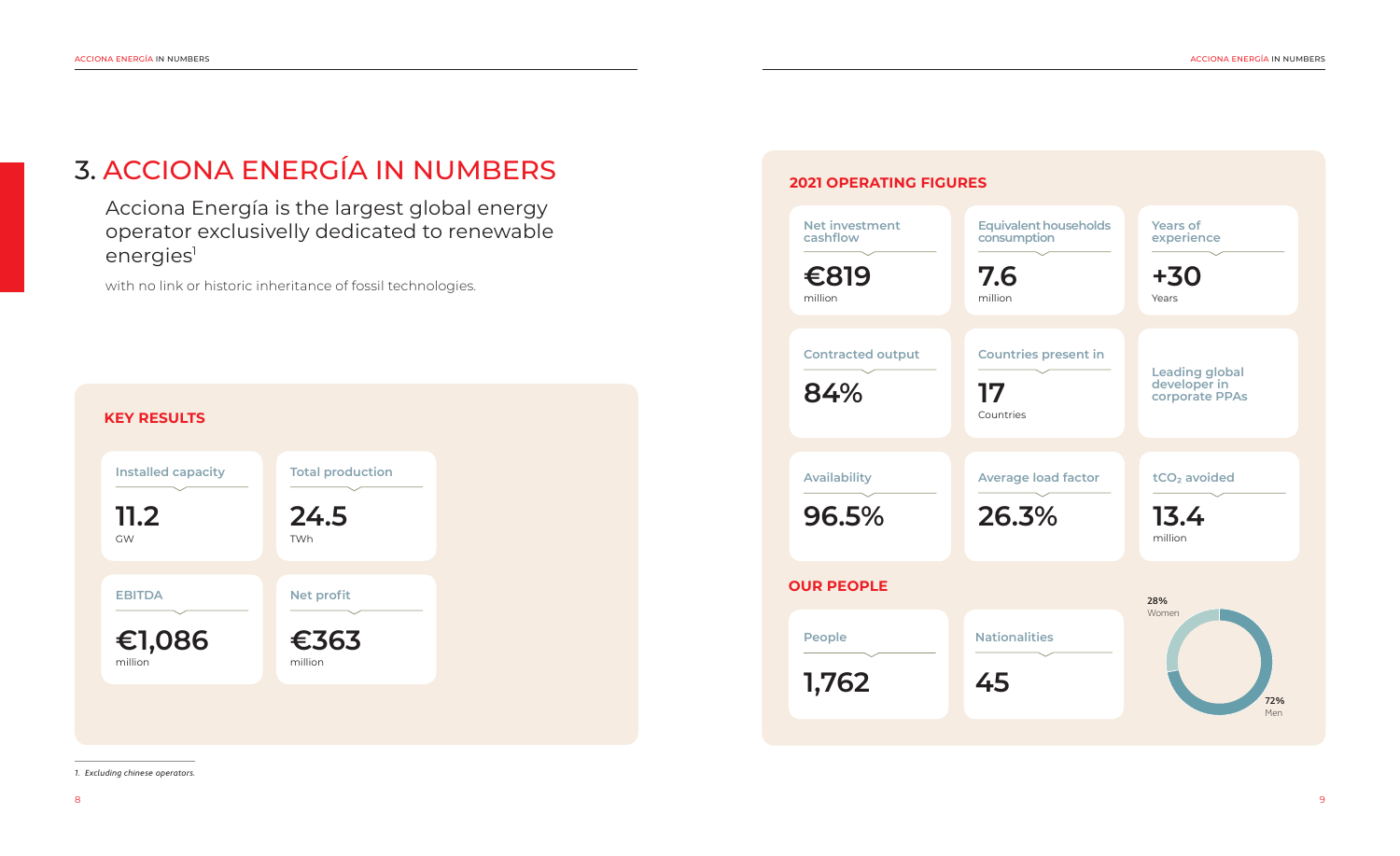# 3. ACCIONA ENERGÍA IN NUMBERS

Acciona Energía is the largest global energy operator exclusively dedicated to renewable energies[1]

with no link or historic inheritance of fossil technologies.

## KEY RESULTS

| Installed capacity | Total production |
|---|---|
| **11.2** GW | **24.5** TWh |

| EBITDA | Net profit |
|---|---|
| **€1,086** million | **€363** million |

## 2021 OPERATING FIGURES

| Net investment cashflow | Equivalent households consumption | Years of experience |
|---|---|---|
| **€819** million | **7.6** million | **+30** Years |

| Contracted output | Countries present in | |
|---|---|---|
| **84%** | **17** Countries | Leading global developer in corporate PPAs |

| Availability | Average load factor | $tCO_2$ avoided |
|---|---|---|
| **96.5%** | **26.3%** | **13.4** million |

## OUR PEOPLE

| People | Nationalities |
|---|---|
| **1,762** | **45** |

28% Women

72% Men

1. Excluding chinese operators.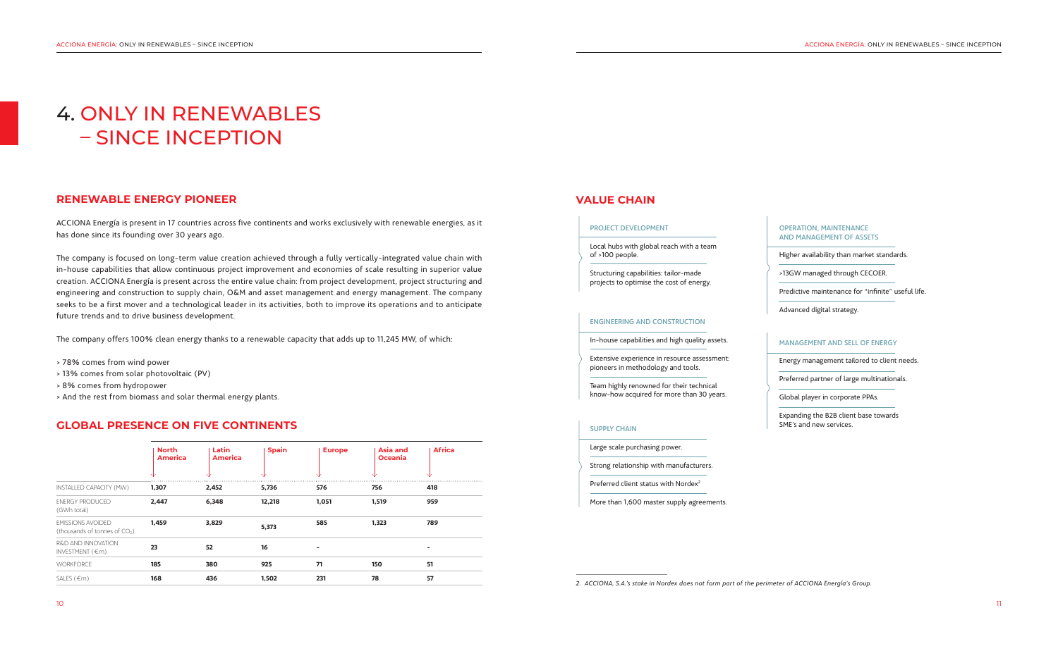# 4. ONLY IN RENEWABLES – SINCE INCEPTION

## RENEWABLE ENERGY PIONEER

ACCIONA Energía is present in 17 countries across five continents and works exclusively with renewable energies, as it has done since its founding over 30 years ago.

The company is focused on long-term value creation achieved through a fully vertically-integrated value chain with in-house capabilities that allow continuous project improvement and economies of scale resulting in superior value creation. ACCIONA Energía is present across the entire value chain: from project development, project structuring and engineering and construction to supply chain, O&M and asset management and energy management. The company seeks to be a first mover and a technological leader in its activities, both to improve its operations and to anticipate future trends and to drive business development.

The company offers 100% clean energy thanks to a renewable capacity that adds up to 11,245 MW, of which:

> 78% comes from wind power
> 13% comes from solar photovoltaic (PV)
> 8% comes from hydropower
> And the rest from biomass and solar thermal energy plants.

## GLOBAL PRESENCE ON FIVE CONTINENTS

| | North America | Latin America | Spain | Europe | Asia and Oceania | Africa |
|---|---|---|---|---|---|---|
| INSTALLED CAPACITY (MW) | 1,307 | 2,452 | 5,736 | 576 | 756 | 418 |
| ENERGY PRODUCED (GWh total) | 2,447 | 6,348 | 12,218 | 1,051 | 1,519 | 959 |
| EMISSIONS AVOIDED (thousands of tonnes of $CO_2$) | 1,459 | 3,829 | 5,373 | 585 | 1,323 | 789 |
| R&D AND INNOVATION INVESTMENT (€m) | 23 | 52 | 16 | - | | - |
| WORKFORCE | 185 | 380 | 925 | 71 | 150 | 51 |
| SALES (€m) | 168 | 436 | 1,502 | 231 | 78 | 57 |

## VALUE CHAIN

**PROJECT DEVELOPMENT**

Local hubs with global reach with a team of >100 people.

Structuring capabilities: tailor-made projects to optimise the cost of energy.

**ENGINEERING AND CONSTRUCTION**

In-house capabilities and high quality assets.

Extensive experience in resource assessment: pioneers in methodology and tools.

Team highly renowned for their technical know-how acquired for more than 30 years.

**SUPPLY CHAIN**

Large scale purchasing power.

Strong relationship with manufacturers.

Preferred client status with Nordex[2]

More than 1,600 master supply agreements.

**OPERATION, MAINTENANCE AND MANAGEMENT OF ASSETS**

Higher availability than market standards.

>13GW managed through CECOER.

Predictive maintenance for "infinite" useful life.

Advanced digital strategy.

**MANAGEMENT AND SELL OF ENERGY**

Energy management tailored to client needs.

Preferred partner of large multinationals.

Global player in corporate PPAs.

Expanding the B2B client base towards SME's and new services.

*2. ACCIONA, S.A.'s stake in Nordex does not form part of the perimeter of ACCIONA Energía's Group.*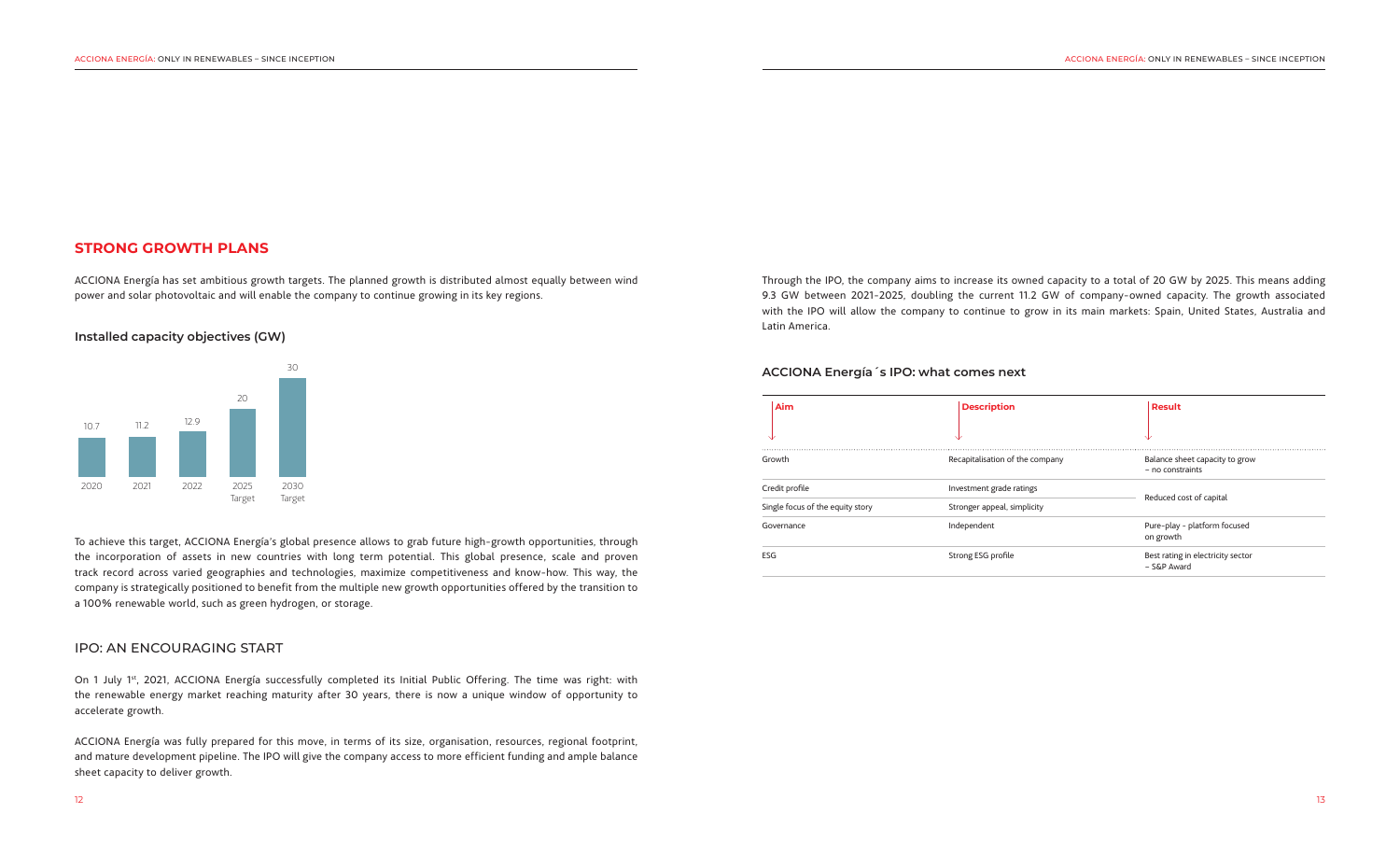## STRONG GROWTH PLANS

ACCIONA Energía has set ambitious growth targets. The planned growth is distributed almost equally between wind power and solar photovoltaic and will enable the company to continue growing in its key regions.

### Installed capacity objectives (GW)

| 2020 | 2021 | 2022 | 2025 Target | 2030 Target |
|---|---|---|---|---|
| 10.7 | 11.2 | 12.9 | 20 | 30 |

To achieve this target, ACCIONA Energía's global presence allows to grab future high-growth opportunities, through the incorporation of assets in new countries with long term potential. This global presence, scale and proven track record across varied geographies and technologies, maximize competitiveness and know-how. This way, the company is strategically positioned to benefit from the multiple new growth opportunities offered by the transition to a 100% renewable world, such as green hydrogen, or storage.

## IPO: AN ENCOURAGING START

On 1 July 1st, 2021, ACCIONA Energía successfully completed its Initial Public Offering. The time was right: with the renewable energy market reaching maturity after 30 years, there is now a unique window of opportunity to accelerate growth.

ACCIONA Energía was fully prepared for this move, in terms of its size, organisation, resources, regional footprint, and mature development pipeline. The IPO will give the company access to more efficient funding and ample balance sheet capacity to deliver growth.

Through the IPO, the company aims to increase its owned capacity to a total of 20 GW by 2025. This means adding 9.3 GW between 2021-2025, doubling the current 11.2 GW of company-owned capacity. The growth associated with the IPO will allow the company to continue to grow in its main markets: Spain, United States, Australia and Latin America.

### ACCIONA Energía´s IPO: what comes next

| Aim | Description | Result |
|---|---|---|
| Growth | Recapitalisation of the company | Balance sheet capacity to grow – no constraints |
| Credit profile | Investment grade ratings | Reduced cost of capital |
| Single focus of the equity story | Stronger appeal, simplicity | |
| Governance | Independent | Pure-play - platform focused on growth |
| ESG | Strong ESG profile | Best rating in electricity sector – S&P Award |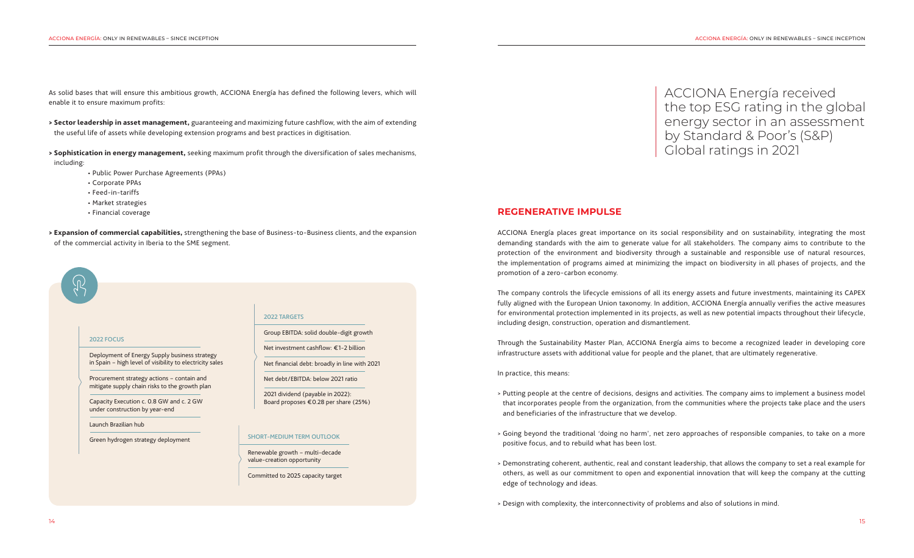As solid bases that will ensure this ambitious growth, ACCIONA Energía has defined the following levers, which will enable it to ensure maximum profits:

> **Sector leadership in asset management,** guaranteeing and maximizing future cashflow, with the aim of extending the useful life of assets while developing extension programs and best practices in digitisation.

> **Sophistication in energy management,** seeking maximum profit through the diversification of sales mechanisms, including:

- Public Power Purchase Agreements (PPAs)
- Corporate PPAs
- Feed-in-tariffs
- Market strategies
- Financial coverage

> **Expansion of commercial capabilities,** strengthening the base of Business-to-Business clients, and the expansion of the commercial activity in Iberia to the SME segment.

**2022 FOCUS**

- Deployment of Energy Supply business strategy in Spain – high level of visibility to electricity sales
- Procurement strategy actions – contain and mitigate supply chain risks to the growth plan
- Capacity Execution c. 0.8 GW and c. 2 GW under construction by year-end
- Launch Brazilian hub
- Green hydrogen strategy deployment

**2022 TARGETS**

- Group EBITDA: solid double-digit growth
- Net investment cashflow: €1-2 billion
- Net financial debt: broadly in line with 2021
- Net debt/EBITDA: below 2021 ratio
- 2021 dividend (payable in 2022): Board proposes €0.28 per share (25%)

**SHORT-MEDIUM TERM OUTLOOK**

- Renewable growth – multi-decade value-creation opportunity
- Committed to 2025 capacity target

ACCIONA Energía received the top ESG rating in the global energy sector in an assessment by Standard & Poor's (S&P) Global ratings in 2021

## REGENERATIVE IMPULSE

ACCIONA Energía places great importance on its social responsibility and on sustainability, integrating the most demanding standards with the aim to generate value for all stakeholders. The company aims to contribute to the protection of the environment and biodiversity through a sustainable and responsible use of natural resources, the implementation of programs aimed at minimizing the impact on biodiversity in all phases of projects, and the promotion of a zero-carbon economy.

The company controls the lifecycle emissions of all its energy assets and future investments, maintaining its CAPEX fully aligned with the European Union taxonomy. In addition, ACCIONA Energía annually verifies the active measures for environmental protection implemented in its projects, as well as new potential impacts throughout their lifecycle, including design, construction, operation and dismantlement.

Through the Sustainability Master Plan, ACCIONA Energía aims to become a recognized leader in developing core infrastructure assets with additional value for people and the planet, that are ultimately regenerative.

In practice, this means:

> Putting people at the centre of decisions, designs and activities. The company aims to implement a business model that incorporates people from the organization, from the communities where the projects take place and the users and beneficiaries of the infrastructure that we develop.

> Going beyond the traditional 'doing no harm', net zero approaches of responsible companies, to take on a more positive focus, and to rebuild what has been lost.

> Demonstrating coherent, authentic, real and constant leadership, that allows the company to set a real example for others, as well as our commitment to open and exponential innovation that will keep the company at the cutting edge of technology and ideas.

> Design with complexity, the interconnectivity of problems and also of solutions in mind.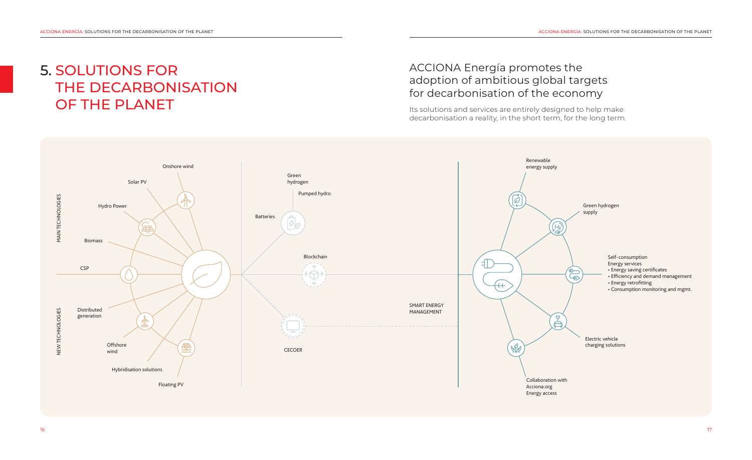# 5. SOLUTIONS FOR THE DECARBONISATION OF THE PLANET

## ACCIONA Energía promotes the adoption of ambitious global targets for decarbonisation of the economy

Its solutions and services are entirely designed to help make decarbonisation a reality, in the short term, for the long term.

MAIN TECHNOLOGIES

Onshore wind

Solar PV

Hydro Power

Biomass

CSP

NEW TECHNOLOGIES

Distributed generation

Offshore wind

Hybridisation solutions

Floating PV

Green hydrogen

Pumped hydro

Batteries

Blockchain

CECOER

SMART ENERGY MANAGEMENT

Renewable energy supply

Green hydrogen supply

Self-consumption
Energy services
- Energy saving certificates
- Efficiency and demand management
- Energy retrofitting
- Consumption monitoring and mgmt.

Electric vehicle charging solutions

Collaboration with Acciona.org
Energy access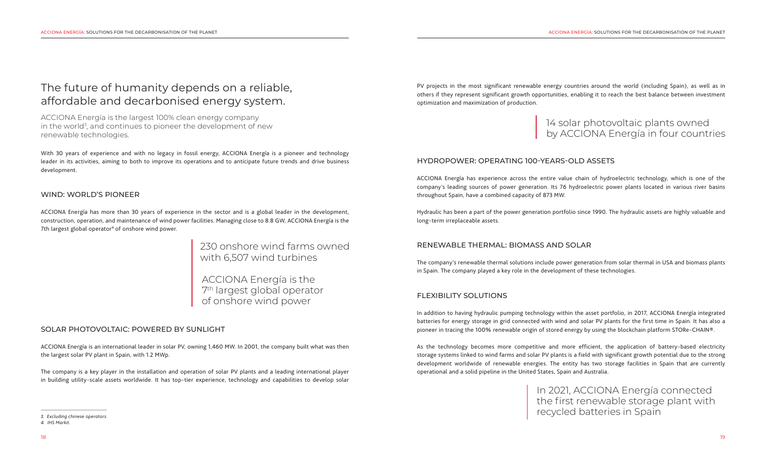# The future of humanity depends on a reliable, affordable and decarbonised energy system.

ACCIONA Energía is the largest 100% clean energy company in the world[3], and continues to pioneer the development of new renewable technologies.

With 30 years of experience and with no legacy in fossil energy, ACCIONA Energía is a pioneer and technology leader in its activities, aiming to both to improve its operations and to anticipate future trends and drive business development.

## WIND: WORLD'S PIONEER

ACCIONA Energía has more than 30 years of experience in the sector and is a global leader in the development, construction, operation, and maintenance of wind power facilities. Managing close to 8.8 GW, ACCIONA Energía is the 7th largest global operator[4] of onshore wind power.

> 230 onshore wind farms owned with 6,507 wind turbines
>
> ACCIONA Energía is the 7th largest global operator of onshore wind power

## SOLAR PHOTOVOLTAIC: POWERED BY SUNLIGHT

ACCIONA Energía is an international leader in solar PV, owning 1,460 MW. In 2001, the company built what was then the largest solar PV plant in Spain, with 1.2 MWp.

The company is a key player in the installation and operation of solar PV plants and a leading international player in building utility-scale assets worldwide. It has top-tier experience, technology and capabilities to develop solar PV projects in the most significant renewable energy countries around the world (including Spain), as well as in others if they represent significant growth opportunities, enabling it to reach the best balance between investment optimization and maximization of production.

> 14 solar photovoltaic plants owned by ACCIONA Energía in four countries

## HYDROPOWER: OPERATING 100-YEARS-OLD ASSETS

ACCIONA Energía has experience across the entire value chain of hydroelectric technology, which is one of the company's leading sources of power generation. Its 76 hydroelectric power plants located in various river basins throughout Spain, have a combined capacity of 873 MW.

Hydraulic has been a part of the power generation portfolio since 1990. The hydraulic assets are highly valuable and long-term irreplaceable assets.

## RENEWABLE THERMAL: BIOMASS AND SOLAR

The company's renewable thermal solutions include power generation from solar thermal in USA and biomass plants in Spain. The company played a key role in the development of these technologies.

## FLEXIBILITY SOLUTIONS

In addition to having hydraulic pumping technology within the asset portfolio, in 2017, ACCIONA Energía integrated batteries for energy storage in grid connected with wind and solar PV plants for the first time in Spain. It has also a pioneer in tracing the 100% renewable origin of stored energy by using the blockchain platform STORe-CHAIN®.

As the technology becomes more competitive and more efficient, the application of battery-based electricity storage systems linked to wind farms and solar PV plants is a field with significant growth potential due to the strong development worldwide of renewable energies. The entity has two storage facilities in Spain that are currently operational and a solid pipeline in the United States, Spain and Australia.

> In 2021, ACCIONA Energía connected the first renewable storage plant with recycled batteries in Spain

---

*3. Excluding chinese operators.*

*4. IHS Markit.*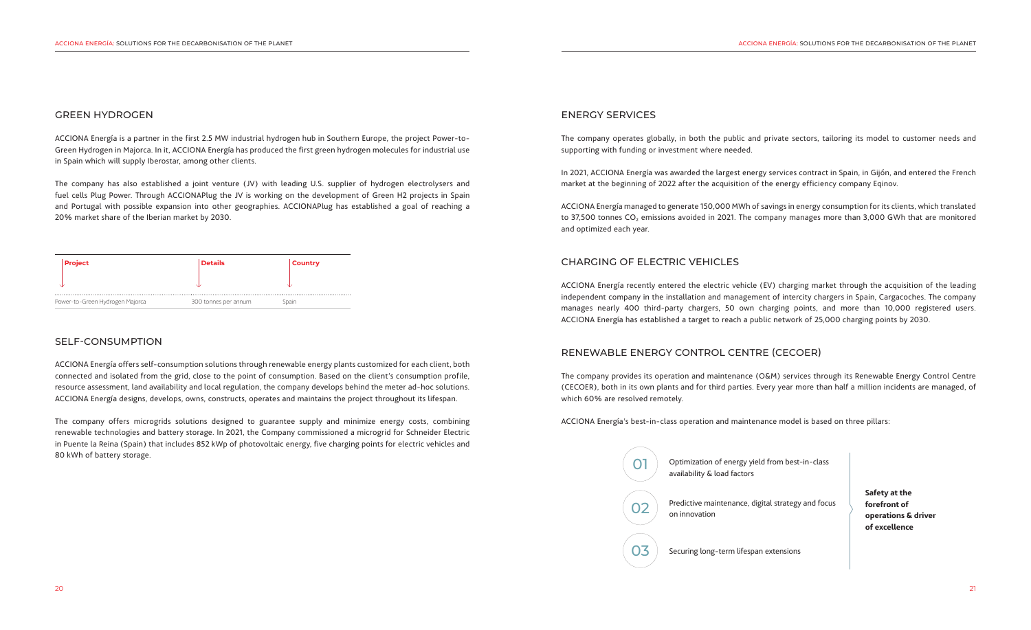## GREEN HYDROGEN

ACCIONA Energía is a partner in the first 2.5 MW industrial hydrogen hub in Southern Europe, the project Power-to-Green Hydrogen in Majorca. In it, ACCIONA Energía has produced the first green hydrogen molecules for industrial use in Spain which will supply Iberostar, among other clients.

The company has also established a joint venture (JV) with leading U.S. supplier of hydrogen electrolysers and fuel cells Plug Power. Through ACCIONAPlug the JV is working on the development of Green H2 projects in Spain and Portugal with possible expansion into other geographies. ACCIONAPlug has established a goal of reaching a 20% market share of the Iberian market by 2030.

| Project | Details | Country |
| --- | --- | --- |
| Power-to-Green Hydrogen Majorca | 300 tonnes per annum | Spain |

## SELF-CONSUMPTION

ACCIONA Energía offers self-consumption solutions through renewable energy plants customized for each client, both connected and isolated from the grid, close to the point of consumption. Based on the client's consumption profile, resource assessment, land availability and local regulation, the company develops behind the meter ad-hoc solutions. ACCIONA Energía designs, develops, owns, constructs, operates and maintains the project throughout its lifespan.

The company offers microgrids solutions designed to guarantee supply and minimize energy costs, combining renewable technologies and battery storage. In 2021, the Company commissioned a microgrid for Schneider Electric in Puente la Reina (Spain) that includes 852 kWp of photovoltaic energy, five charging points for electric vehicles and 80 kWh of battery storage.

## ENERGY SERVICES

The company operates globally, in both the public and private sectors, tailoring its model to customer needs and supporting with funding or investment where needed.

In 2021, ACCIONA Energía was awarded the largest energy services contract in Spain, in Gijón, and entered the French market at the beginning of 2022 after the acquisition of the energy efficiency company Eqinov.

ACCIONA Energía managed to generate 150,000 MWh of savings in energy consumption for its clients, which translated to 37,500 tonnes $CO_2$ emissions avoided in 2021. The company manages more than 3,000 GWh that are monitored and optimized each year.

## CHARGING OF ELECTRIC VEHICLES

ACCIONA Energía recently entered the electric vehicle (EV) charging market through the acquisition of the leading independent company in the installation and management of intercity chargers in Spain, Cargacoches. The company manages nearly 400 third-party chargers, 50 own charging points, and more than 10,000 registered users. ACCIONA Energía has established a target to reach a public network of 25,000 charging points by 2030.

## RENEWABLE ENERGY CONTROL CENTRE (CECOER)

The company provides its operation and maintenance (O&M) services through its Renewable Energy Control Centre (CECOER), both in its own plants and for third parties. Every year more than half a million incidents are managed, of which 60% are resolved remotely.

ACCIONA Energía's best-in-class operation and maintenance model is based on three pillars:

01 Optimization of energy yield from best-in-class availability & load factors

02 Predictive maintenance, digital strategy and focus on innovation

03 Securing long-term lifespan extensions

**Safety at the forefront of operations & driver of excellence**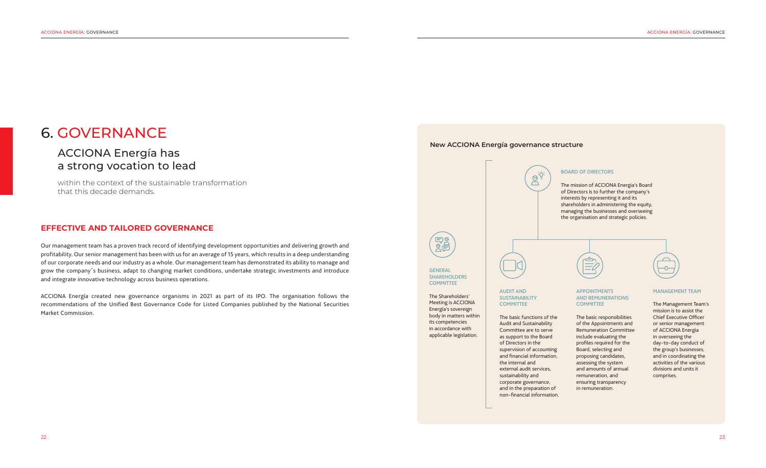# 6. GOVERNANCE

## ACCIONA Energía has a strong vocation to lead

within the context of the sustainable transformation that this decade demands.

### EFFECTIVE AND TAILORED GOVERNANCE

Our management team has a proven track record of identifying development opportunities and delivering growth and profitability. Our senior management has been with us for an average of 15 years, which results in a deep understanding of our corporate needs and our industry as a whole. Our management team has demonstrated its ability to manage and grow the company´s business, adapt to changing market conditions, undertake strategic investments and introduce and integrate innovative technology across business operations.

ACCIONA Energía created new governance organisms in 2021 as part of its IPO. The organisation follows the recommendations of the Unified Best Governance Code for Listed Companies published by the National Securities Market Commission.

**New ACCIONA Energía governance structure**

**GENERAL SHAREHOLDERS COMMITTEE**

The Shareholders' Meeting is ACCIONA Energía's sovereign body in matters within its competencies in accordance with applicable legislation.

**BOARD OF DIRECTORS**

The mission of ACCIONA Energía's Board of Directors is to further the company's interests by representing it and its shareholders in administering the equity, managing the businesses and overseeing the organisation and strategic policies.

**AUDIT AND SUSTAINABILITY COMMITTEE**

The basic functions of the Audit and Sustainability Committee are to serve as support to the Board of Directors in the supervision of accounting and financial information, the internal and external audit services, sustainability and corporate governance, and in the preparation of non-financial information.

**APPOINTMENTS AND REMUNERATIONS COMMITTEE**

The basic responsibilities of the Appointments and Remuneration Committee include evaluating the profiles required for the Board, selecting and proposing candidates, assessing the system and amounts of annual remuneration, and ensuring transparency in remuneration.

**MANAGEMENT TEAM**

The Management Team's mission is to assist the Chief Executive Officer or senior management of ACCIONA Energía in overseeing the day-to-day conduct of the group's businesses, and in coordinating the activities of the various divisions and units it comprises.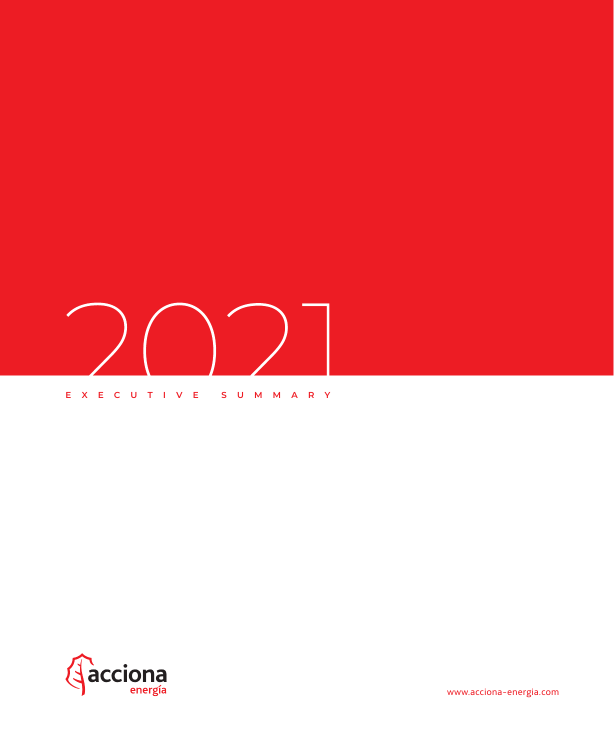# 2021

EXECUTIVE SUMMARY

acciona energía

www.acciona-energia.com